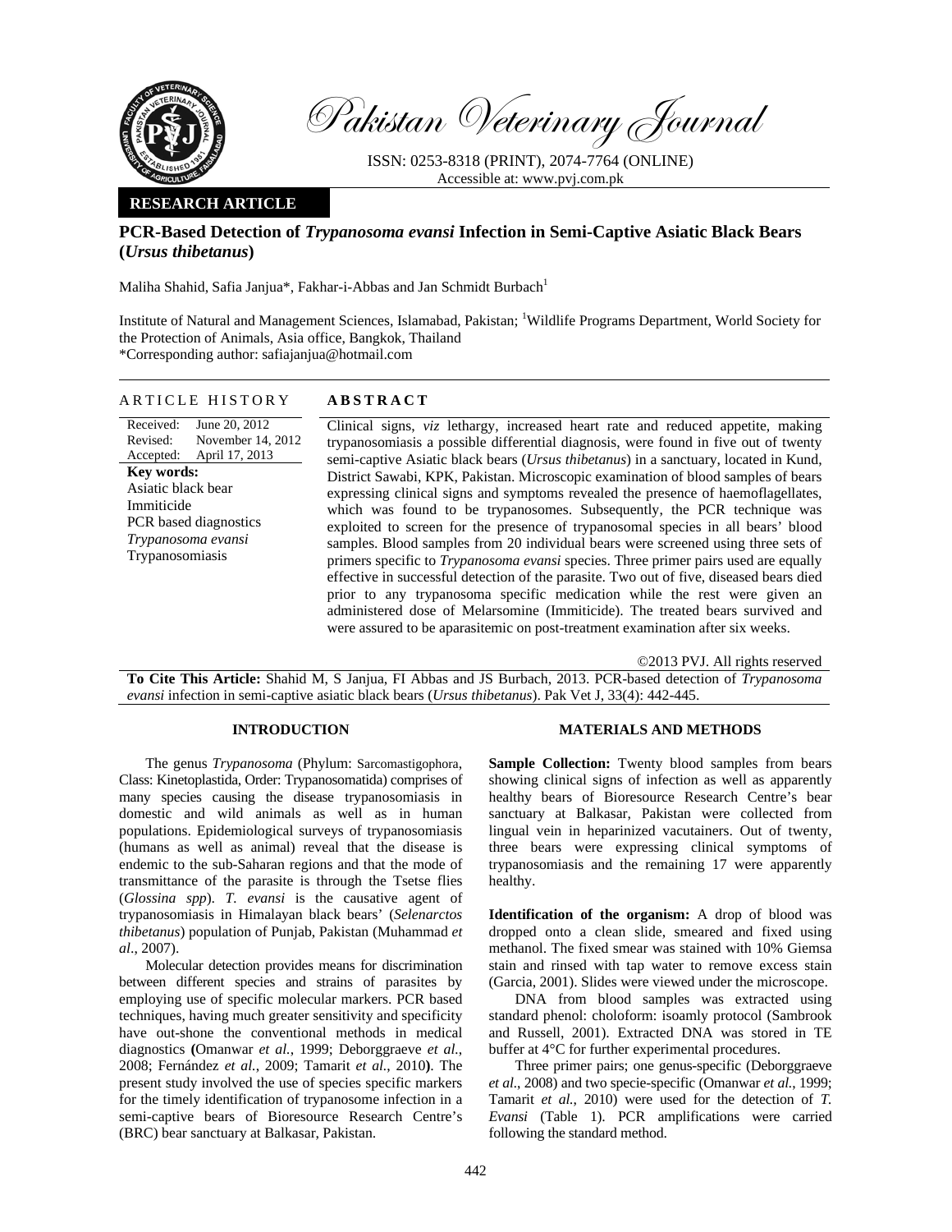Pakistan Veterinary Journal

ISSN: 0253-8318 (PRINT), 2074-7764 (ONLINE)
Accessible at: www.pvj.com.pk

**RESEARCH ARTICLE**

# PCR-Based Detection of *Trypanosoma evansi* Infection in Semi-Captive Asiatic Black Bears (*Ursus thibetanus*)

Maliha Shahid, Safia Janjua*, Fakhr-i-Abbas and Jan Schmidt Burbach[1]

Institute of Natural and Management Sciences, Islamabad, Pakistan; [1]Wildlife Programs Department, World Society for the Protection of Animals, Asia office, Bangkok, Thailand
*Corresponding author: safiajanjua@hotmail.com

## ARTICLE HISTORY

Received: June 20, 2012
Revised: November 14, 2012
Accepted: April 17, 2013

**Key words:**
Asiatic black bear
Immiticide
PCR based diagnostics
*Trypanosoma evansi*
Trypanosomiasis

## ABSTRACT

Clinical signs, *viz* lethargy, increased heart rate and reduced appetite, making trypanosomiasis a possible differential diagnosis, were found in five out of twenty semi-captive Asiatic black bears (*Ursus thibetanus*) in a sanctuary, located in Kund, District Sawabi, KPK, Pakistan. Microscopic examination of blood samples of bears expressing clinical signs and symptoms revealed the presence of haemoflagellates, which was found to be trypanosomes. Subsequently, the PCR technique was exploited to screen for the presence of trypanosomal species in all bears' blood samples. Blood samples from 20 individual bears were screened using three sets of primers specific to *Trypanosoma evansi* species. Three primer pairs used are equally effective in successful detection of the parasite. Two out of five, diseased bears died prior to any trypanosoma specific medication while the rest were given an administered dose of Melarsomine (Immiticide). The treated bears survived and were assured to be aparasitemic on post-treatment examination after six weeks.

©2013 PVJ. All rights reserved

**To Cite This Article:** Shahid M, S Janjua, FI Abbas and JS Burbach, 2013. PCR-based detection of *Trypanosoma evansi* infection in semi-captive asiatic black bears (*Ursus thibetanus*). Pak Vet J, 33(4): 442-445.

## INTRODUCTION

The genus *Trypanosoma* (Phylum: Sarcomastigophora, Class: Kinetoplastida, Order: Trypanosomatida) comprises of many species causing the disease trypanosomiasis in domestic and wild animals as well as in human populations. Epidemiological surveys of trypanosomiasis (humans as well as animal) reveal that the disease is endemic to the sub-Saharan regions and that the mode of transmittance of the parasite is through the Tsetse flies (*Glossina spp*). *T. evansi* is the causative agent of trypanosomiasis in Himalayan black bears' (*Selenarctos thibetanus*) population of Punjab, Pakistan (Muhammad *et al*., 2007).

Molecular detection provides means for discrimination between different species and strains of parasites by employing use of specific molecular markers. PCR based techniques, having much greater sensitivity and specificity have out-shone the conventional methods in medical diagnostics **(**Omanwar *et al.*, 1999; Deborggraeve *et al.*, 2008; Fernández *et al.*, 2009; Tamarit *et al.*, 2010**)**. The present study involved the use of species specific markers for the timely identification of trypanosome infection in a semi-captive bears of Bioresource Research Centre's (BRC) bear sanctuary at Balkasar, Pakistan.

## MATERIALS AND METHODS

**Sample Collection:** Twenty blood samples from bears showing clinical signs of infection as well as apparently healthy bears of Bioresource Research Centre's bear sanctuary at Balkasar, Pakistan were collected from lingual vein in heparinized vacutainers. Out of twenty, three bears were expressing clinical symptoms of trypanosomiasis and the remaining 17 were apparently healthy.

**Identification of the organism:** A drop of blood was dropped onto a clean slide, smeared and fixed using methanol. The fixed smear was stained with 10% Giemsa stain and rinsed with tap water to remove excess stain (Garcia, 2001). Slides were viewed under the microscope.

DNA from blood samples was extracted using standard phenol: choloform: isoamly protocol (Sambrook and Russell, 2001). Extracted DNA was stored in TE buffer at 4°C for further experimental procedures.

Three primer pairs; one genus-specific (Deborggraeve *et al.*, 2008) and two specie-specific (Omanwar *et al.*, 1999; Tamarit *et al.*, 2010) were used for the detection of *T. Evansi* (Table 1). PCR amplifications were carried following the standard method.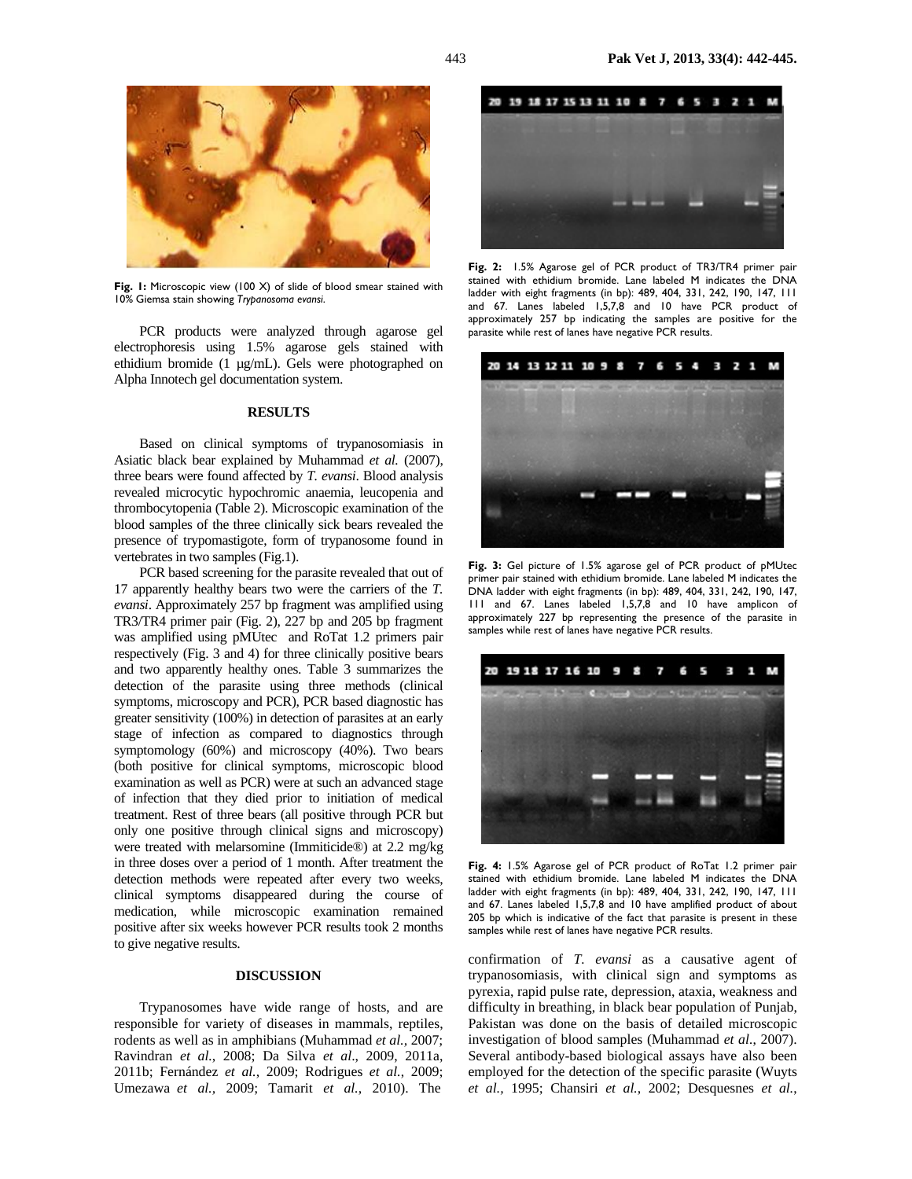Fig. 1: Microscopic view (100 X) of slide of blood smear stained with 10% Giemsa stain showing *Trypanosoma evansi*.

PCR products were analyzed through agarose gel electrophoresis using 1.5% agarose gels stained with ethidium bromide (1 µg/mL). Gels were photographed on Alpha Innotech gel documentation system.

## RESULTS

Based on clinical symptoms of trypanosomiasis in Asiatic black bear explained by Muhammad *et al.* (2007), three bears were found affected by *T. evansi*. Blood analysis revealed microcytic hypochromic anaemia, leucopenia and thrombocytopenia (Table 2). Microscopic examination of the blood samples of the three clinically sick bears revealed the presence of trypomastigote, form of trypanosome found in vertebrates in two samples (Fig.1).

PCR based screening for the parasite revealed that out of 17 apparently healthy bears two were the carriers of the *T. evansi*. Approximately 257 bp fragment was amplified using TR3/TR4 primer pair (Fig. 2), 227 bp and 205 bp fragment was amplified using pMUtec and RoTat 1.2 primers pair respectively (Fig. 3 and 4) for three clinically positive bears and two apparently healthy ones. Table 3 summarizes the detection of the parasite using three methods (clinical symptoms, microscopy and PCR), PCR based diagnostic has greater sensitivity (100%) in detection of parasites at an early stage of infection as compared to diagnostics through symptomology (60%) and microscopy (40%). Two bears (both positive for clinical symptoms, microscopic blood examination as well as PCR) were at such an advanced stage of infection that they died prior to initiation of medical treatment. Rest of three bears (all positive through PCR but only one positive through clinical signs and microscopy) were treated with melarsomine (Immiticide®) at 2.2 mg/kg in three doses over a period of 1 month. After treatment the detection methods were repeated after every two weeks, clinical symptoms disappeared during the course of medication, while microscopic examination remained positive after six weeks however PCR results took 2 months to give negative results.

## DISCUSSION

Trypanosomes have wide range of hosts, and are responsible for variety of diseases in mammals, reptiles, rodents as well as in amphibians (Muhammad *et al.*, 2007; Ravindran *et al.*, 2008; Da Silva *et al*., 2009, 2011a, 2011b; Fernández *et al.*, 2009; Rodrigues *et al.*, 2009; Umezawa *et al.,* 2009; Tamarit *et al.*, 2010). The confirmation of *T. evansi* as a causative agent of trypanosomiasis, with clinical sign and symptoms as pyrexia, rapid pulse rate, depression, ataxia, weakness and difficulty in breathing, in black bear population of Punjab, Pakistan was done on the basis of detailed microscopic investigation of blood samples (Muhammad *et al*., 2007). Several antibody-based biological assays have also been employed for the detection of the specific parasite (Wuyts *et al.,* 1995; Chansiri *et al.*, 2002; Desquesnes *et al.*,

Fig. 2: 1.5% Agarose gel of PCR product of TR3/TR4 primer pair stained with ethidium bromide. Lane labeled M indicates the DNA ladder with eight fragments (in bp): 489, 404, 331, 242, 190, 147, 111 and 67. Lanes labeled 1,5,7,8 and 10 have PCR product of approximately 257 bp indicating the samples are positive for the parasite while rest of lanes have negative PCR results.

Fig. 3: Gel picture of 1.5% agarose gel of PCR product of pMUtec primer pair stained with ethidium bromide. Lane labeled M indicates the DNA ladder with eight fragments (in bp): 489, 404, 331, 242, 190, 147, 111 and 67. Lanes labeled 1,5,7,8 and 10 have amplicon of approximately 227 bp representing the presence of the parasite in samples while rest of lanes have negative PCR results.

Fig. 4: 1.5% Agarose gel of PCR product of RoTat 1.2 primer pair stained with ethidium bromide. Lane labeled M indicates the DNA ladder with eight fragments (in bp): 489, 404, 331, 242, 190, 147, 111 and 67. Lanes labeled 1,5,7,8 and 10 have amplified product of about 205 bp which is indicative of the fact that parasite is present in these samples while rest of lanes have negative PCR results.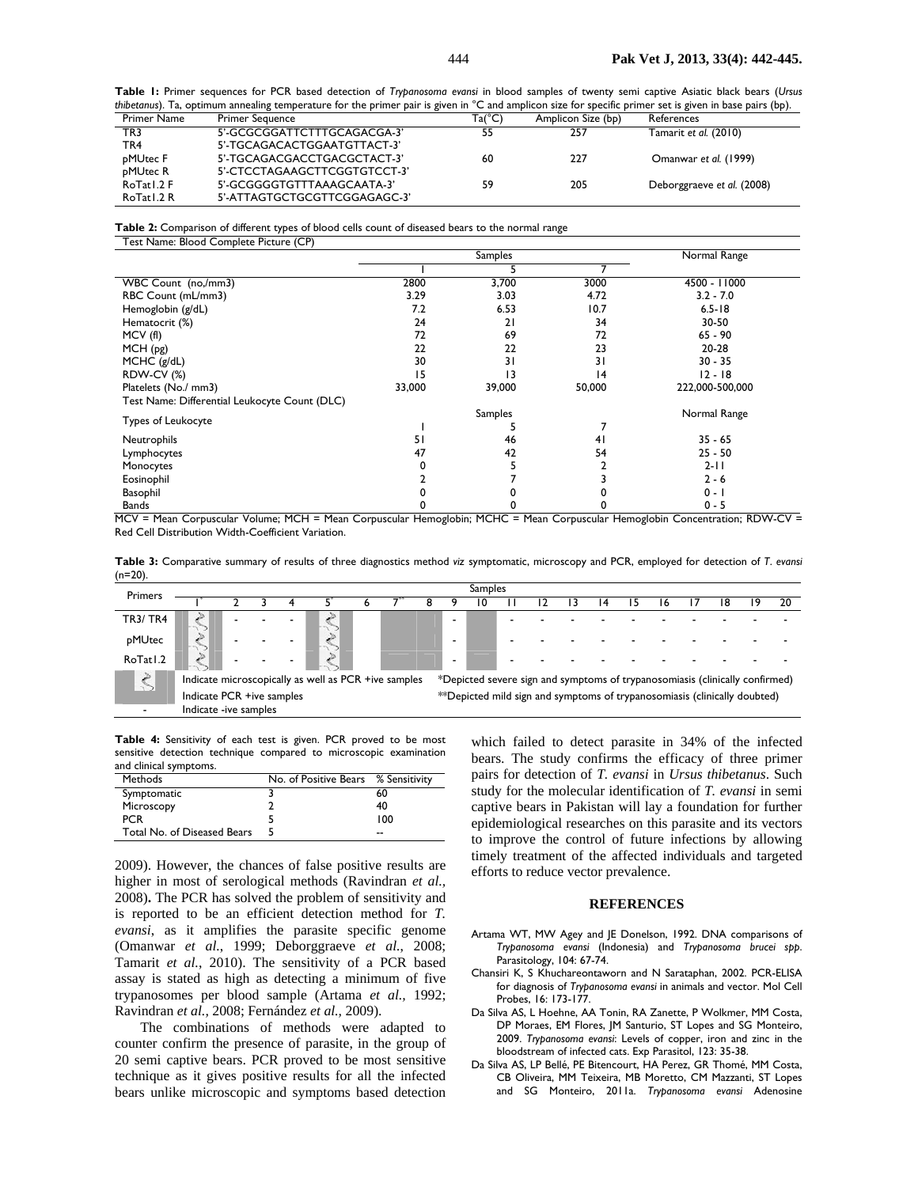**Table 1:** Primer sequences for PCR based detection of *Trypanosoma evansi* in blood samples of twenty semi captive Asiatic black bears (*Ursus thibetanus*). Ta, optimum annealing temperature for the primer pair is given in °C and amplicon size for specific primer set is given in base pairs (bp).

| Primer Name | Primer Sequence | Ta(°C) | Amplicon Size (bp) | References |
|---|---|---|---|---|
| TR3 | 5'-GCGCGGATTCTTTGCAGACGA-3' | 55 | 257 | Tamarit *et al.* (2010) |
| TR4 | 5'-TGCAGACACTGGAATGTTACT-3' | | | |
| pMUtec F | 5'-TGCAGACGACCTGACGCTACT-3' | 60 | 227 | Omanwar *et al.* (1999) |
| pMUtec R | 5'-CTCCTAGAAGCTTCGGTGTCCT-3' | | | |
| RoTat1.2 F | 5'-GCGGGGTGTTTAAAGCAATA-3' | 59 | 205 | Deborggraeve *et al.* (2008) |
| RoTat1.2 R | 5'-ATTAGTGCTGCGTTCGGAGAGC-3' | | | |

**Table 2:** Comparison of different types of blood cells count of diseased bears to the normal range

| Test Name: Blood Complete Picture (CP) | Samples | | | Normal Range |
|---|---|---|---|---|
| | 1 | 5 | 7 | |
| WBC Count (no,/mm3) | 2800 | 3,700 | 3000 | 4500 - 11000 |
| RBC Count (mL/mm3) | 3.29 | 3.03 | 4.72 | 3.2 - 7.0 |
| Hemoglobin (g/dL) | 7.2 | 6.53 | 10.7 | 6.5-18 |
| Hematocrit (%) | 24 | 21 | 34 | 30-50 |
| MCV (fl) | 72 | 69 | 72 | 65 - 90 |
| MCH (pg) | 22 | 22 | 23 | 20-28 |
| MCHC (g/dL) | 30 | 31 | 31 | 30 - 35 |
| RDW-CV (%) | 15 | 13 | 14 | 12 - 18 |
| Platelets (No./ mm3) | 33,000 | 39,000 | 50,000 | 222,000-500,000 |
| **Test Name: Differential Leukocyte Count (DLC)** | | | | |
| Types of Leukocyte | Samples | | | Normal Range |
| | 1 | 5 | 7 | |
| Neutrophils | 51 | 46 | 41 | 35 - 65 |
| Lymphocytes | 47 | 42 | 54 | 25 - 50 |
| Monocytes | 0 | 5 | 2 | 2-11 |
| Eosinophil | 2 | 7 | 3 | 2 - 6 |
| Basophil | 0 | 0 | 0 | 0 - 1 |
| Bands | 0 | 0 | 0 | 0 - 5 |

MCV = Mean Corpuscular Volume; MCH = Mean Corpuscular Hemoglobin; MCHC = Mean Corpuscular Hemoglobin Concentration; RDW-CV = Red Cell Distribution Width-Coefficient Variation.

**Table 3:** Comparative summary of results of three diagnostics method *viz* symptomatic, microscopy and PCR, employed for detection of *T. evansi* (n=20).

| Primers | 1* | 2 | 3 | 4 | 5* | 6 | 7** | 8 | 9 | 10 | 11 | 12 | 13 | 14 | 15 | 16 | 17 | 18 | 19 | 20 |
|---|---|---|---|---|---|---|---|---|---|---|---|---|---|---|---|---|---|---|---|---|
| TR3/ TR4 | [M+P] | - | - | - | [M+P] | | [P] | [P] | - | [P] | - | - | - | - | - | - | - | - | - | - |
| pMUtec | [M+P] | - | - | - | [M+P] | | [P] | [P] | - | [P] | - | - | - | - | - | - | - | - | - | - |
| RoTat1.2 | [M+P] | - | - | - | [M+P] | | [P] | [P] | - | [P] | - | - | - | - | - | - | - | - | - | - |

[M+P] Indicate microscopically as well as PCR +ive samples; [P] Indicate PCR +ive samples; - Indicate -ive samples

*Depicted severe sign and symptoms of trypanosomiasis (clinically confirmed)
**Depicted mild sign and symptoms of trypanosomiasis (clinically doubted)

**Table 4:** Sensitivity of each test is given. PCR proved to be most sensitive detection technique compared to microscopic examination and clinical symptoms.

| Methods | No. of Positive Bears | % Sensitivity |
|---|---|---|
| Symptomatic | 3 | 60 |
| Microscopy | 2 | 40 |
| PCR | 5 | 100 |
| Total No. of Diseased Bears | 5 | -- |

2009). However, the chances of false positive results are higher in most of serological methods (Ravindran *et al.*, 2008). The PCR has solved the problem of sensitivity and is reported to be an efficient detection method for *T. evansi*, as it amplifies the parasite specific genome (Omanwar *et al.*, 1999; Deborggraeve *et al.*, 2008; Tamarit *et al.*, 2010). The sensitivity of a PCR based assay is stated as high as detecting a minimum of five trypanosomes per blood sample (Artama *et al.*, 1992; Ravindran *et al.*, 2008; Fernández *et al.*, 2009).

The combinations of methods were adapted to counter confirm the presence of parasite, in the group of 20 semi captive bears. PCR proved to be most sensitive technique as it gives positive results for all the infected bears unlike microscopic and symptoms based detection which failed to detect parasite in 34% of the infected bears. The study confirms the efficacy of three primer pairs for detection of *T. evansi* in *Ursus thibetanus*. Such study for the molecular identification of *T. evansi* in semi captive bears in Pakistan will lay a foundation for further epidemiological researches on this parasite and its vectors to improve the control of future infections by allowing timely treatment of the affected individuals and targeted efforts to reduce vector prevalence.

## REFERENCES

- Artama WT, MW Agey and JE Donelson, 1992. DNA comparisons of *Trypanosoma evansi* (Indonesia) and *Trypanosoma brucei spp*. Parasitology, 104: 67-74.
- Chansiri K, S Khuchareontaworn and N Sarataphan, 2002. PCR-ELISA for diagnosis of *Trypanosoma evansi* in animals and vector. Mol Cell Probes, 16: 173-177.
- Da Silva AS, L Hoehne, AA Tonin, RA Zanette, P Wolkmer, MM Costa, DP Moraes, EM Flores, JM Santurio, ST Lopes and SG Monteiro, 2009. *Trypanosoma evansi*: Levels of copper, iron and zinc in the bloodstream of infected cats. Exp Parasitol, 123: 35-38.
- Da Silva AS, LP Bellé, PE Bitencourt, HA Perez, GR Thomé, MM Costa, CB Oliveira, MM Teixeira, MB Moretto, CM Mazzanti, ST Lopes and SG Monteiro, 2011a. *Trypanosoma evansi* Adenosine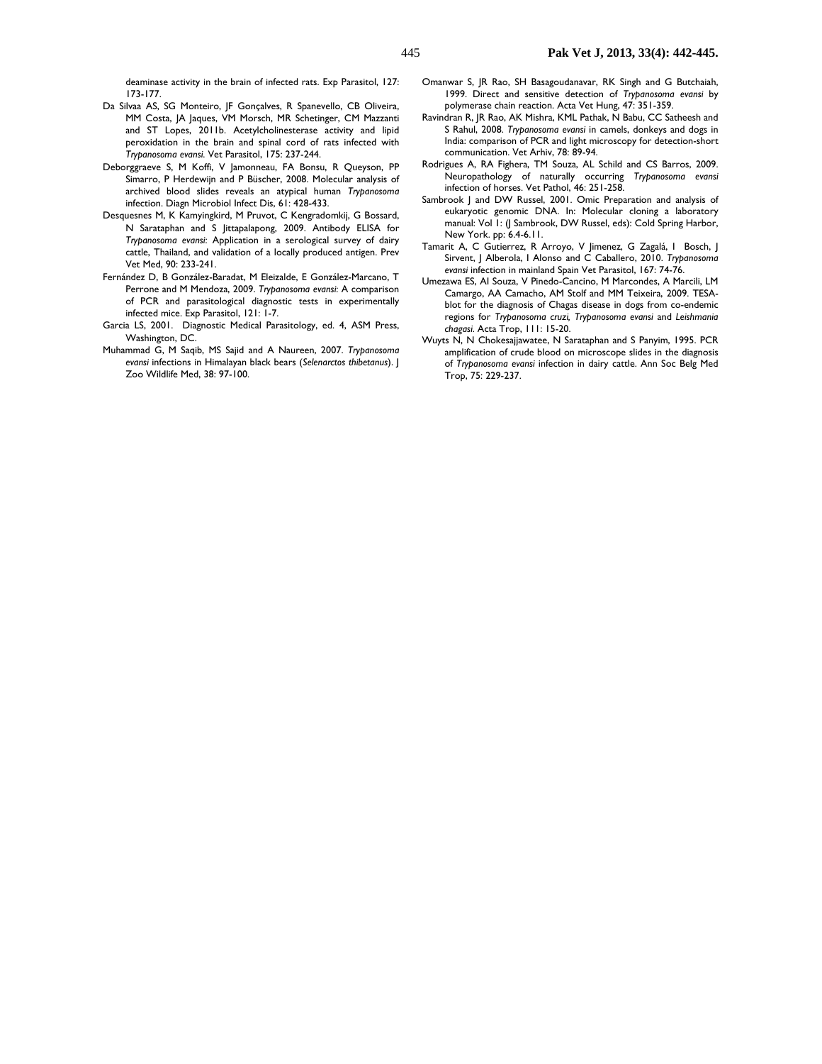deaminase activity in the brain of infected rats. Exp Parasitol, 127: 173-177.

Da Silvaa AS, SG Monteiro, JF Gonçalves, R Spanevello, CB Oliveira, MM Costa, JA Jaques, VM Morsch, MR Schetinger, CM Mazzanti and ST Lopes, 2011b. Acetylcholinesterase activity and lipid peroxidation in the brain and spinal cord of rats infected with *Trypanosoma evansi*. Vet Parasitol, 175: 237-244.

Deborggraeve S, M Koffi, V Jamonneau, FA Bonsu, R Queyson, PP Simarro, P Herdewijn and P Büscher, 2008. Molecular analysis of archived blood slides reveals an atypical human *Trypanosoma* infection. Diagn Microbiol Infect Dis, 61: 428-433.

Desquesnes M, K Kamyingkird, M Pruvot, C Kengradomkij, G Bossard, N Sarataphan and S Jittapalapong, 2009. Antibody ELISA for *Trypanosoma evansi*: Application in a serological survey of dairy cattle, Thailand, and validation of a locally produced antigen. Prev Vet Med, 90: 233-241.

Fernández D, B González-Baradat, M Eleizalde, E González-Marcano, T Perrone and M Mendoza, 2009. *Trypanosoma evansi*: A comparison of PCR and parasitological diagnostic tests in experimentally infected mice. Exp Parasitol, 121: 1-7.

Garcia LS, 2001. Diagnostic Medical Parasitology, ed. 4, ASM Press, Washington, DC.

Muhammad G, M Saqib, MS Sajid and A Naureen, 2007. *Trypanosoma evansi* infections in Himalayan black bears (*Selenarctos thibetanus*). J Zoo Wildlife Med, 38: 97-100.

Omanwar S, JR Rao, SH Basagoudanavar, RK Singh and G Butchaiah, 1999. Direct and sensitive detection of *Trypanosoma evansi* by polymerase chain reaction. Acta Vet Hung, 47: 351-359.

Ravindran R, JR Rao, AK Mishra, KML Pathak, N Babu, CC Satheesh and S Rahul, 2008. *Trypanosoma evansi* in camels, donkeys and dogs in India: comparison of PCR and light microscopy for detection-short communication. Vet Arhiv, 78: 89-94.

Rodrigues A, RA Fighera, TM Souza, AL Schild and CS Barros, 2009. Neuropathology of naturally occurring *Trypanosoma evansi* infection of horses. Vet Pathol, 46: 251-258.

Sambrook J and DW Russel, 2001. Omic Preparation and analysis of eukaryotic genomic DNA. In: Molecular cloning a laboratory manual: Vol 1: (J Sambrook, DW Russel, eds): Cold Spring Harbor, New York. pp: 6.4-6.11.

Tamarit A, C Gutierrez, R Arroyo, V Jimenez, G Zagalá, I Bosch, J Sirvent, J Alberola, I Alonso and C Caballero, 2010. *Trypanosoma evansi* infection in mainland Spain Vet Parasitol, 167: 74-76.

Umezawa ES, AI Souza, V Pinedo-Cancino, M Marcondes, A Marcili, LM Camargo, AA Camacho, AM Stolf and MM Teixeira, 2009. TESA-blot for the diagnosis of Chagas disease in dogs from co-endemic regions for *Trypanosoma cruzi, Trypanosoma evansi* and *Leishmania chagasi*. Acta Trop, 111: 15-20.

Wuyts N, N Chokesajjawatee, N Sarataphan and S Panyim, 1995. PCR amplification of crude blood on microscope slides in the diagnosis of *Trypanosoma evansi* infection in dairy cattle. Ann Soc Belg Med Trop, 75: 229-237.